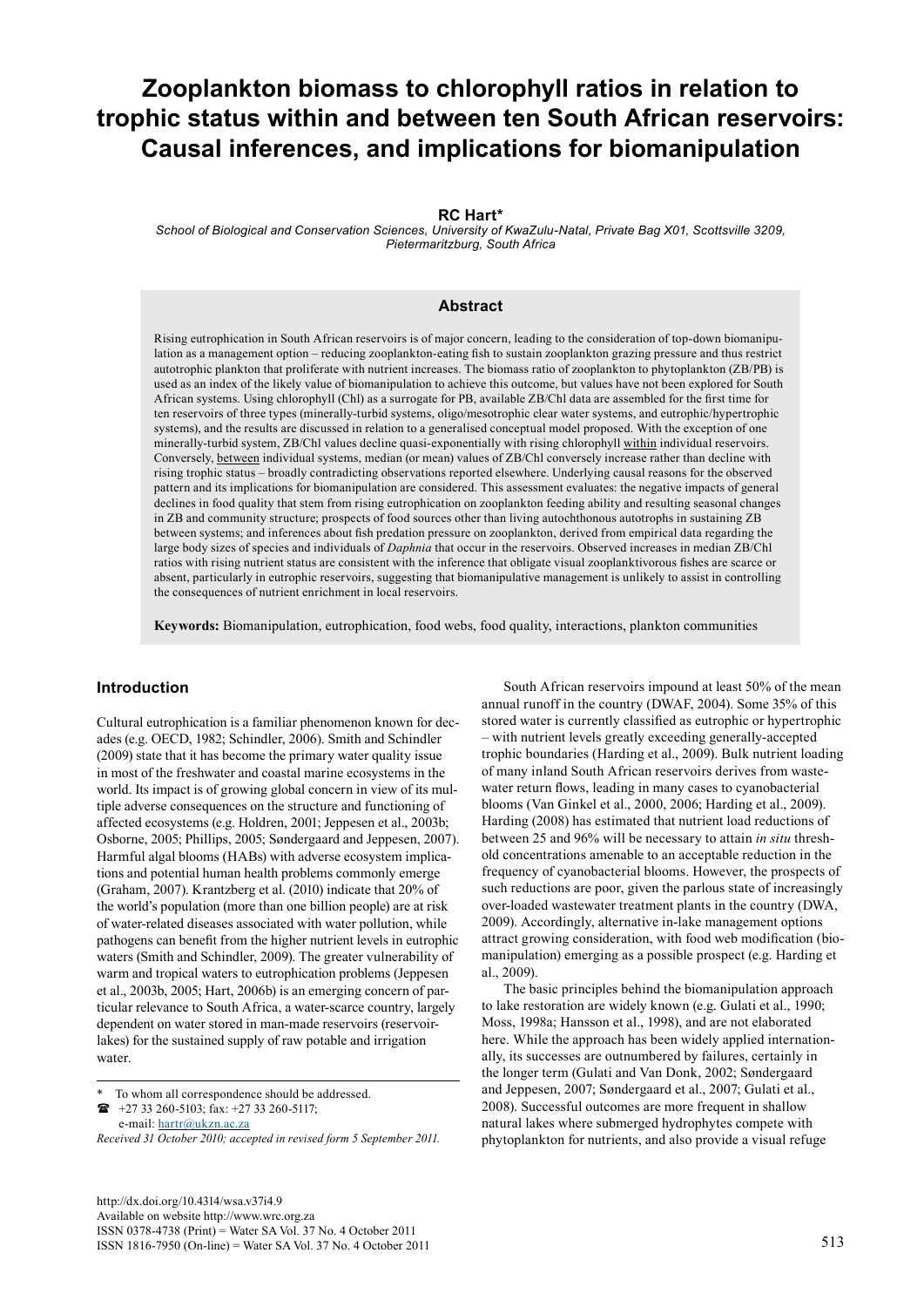# Zooplankton biomass to chlorophyll ratios in relation to trophic status within and between ten South African reservoirs: Causal inferences, and implications for biomanipulation

**RC Hart***

*School of Biological and Conservation Sciences, University of KwaZulu-Natal, Private Bag X01, Scottsville 3209, Pietermaritzburg, South Africa*

## Abstract

Rising eutrophication in South African reservoirs is of major concern, leading to the consideration of top-down biomanipulation as a management option – reducing zooplankton-eating fish to sustain zooplankton grazing pressure and thus restrict autotrophic plankton that proliferate with nutrient increases. The biomass ratio of zooplankton to phytoplankton (ZB/PB) is used as an index of the likely value of biomanipulation to achieve this outcome, but values have not been explored for South African systems. Using chlorophyll (Chl) as a surrogate for PB, available ZB/Chl data are assembled for the first time for ten reservoirs of three types (minerally-turbid systems, oligo/mesotrophic clear water systems, and eutrophic/hypertrophic systems), and the results are discussed in relation to a generalised conceptual model proposed. With the exception of one minerally-turbid system, ZB/Chl values decline quasi-exponentially with rising chlorophyll within individual reservoirs. Conversely, between individual systems, median (or mean) values of ZB/Chl conversely increase rather than decline with rising trophic status – broadly contradicting observations reported elsewhere. Underlying causal reasons for the observed pattern and its implications for biomanipulation are considered. This assessment evaluates: the negative impacts of general declines in food quality that stem from rising eutrophication on zooplankton feeding ability and resulting seasonal changes in ZB and community structure; prospects of food sources other than living autochthonous autotrophs in sustaining ZB between systems; and inferences about fish predation pressure on zooplankton, derived from empirical data regarding the large body sizes of species and individuals of *Daphnia* that occur in the reservoirs. Observed increases in median ZB/Chl ratios with rising nutrient status are consistent with the inference that obligate visual zooplanktivorous fishes are scarce or absent, particularly in eutrophic reservoirs, suggesting that biomanipulative management is unlikely to assist in controlling the consequences of nutrient enrichment in local reservoirs.

**Keywords:** Biomanipulation, eutrophication, food webs, food quality, interactions, plankton communities

## Introduction

Cultural eutrophication is a familiar phenomenon known for decades (e.g. OECD, 1982; Schindler, 2006). Smith and Schindler (2009) state that it has become the primary water quality issue in most of the freshwater and coastal marine ecosystems in the world. Its impact is of growing global concern in view of its multiple adverse consequences on the structure and functioning of affected ecosystems (e.g. Holdren, 2001; Jeppesen et al., 2003b; Osborne, 2005; Phillips, 2005; Søndergaard and Jeppesen, 2007). Harmful algal blooms (HABs) with adverse ecosystem implications and potential human health problems commonly emerge (Graham, 2007). Krantzberg et al. (2010) indicate that 20% of the world's population (more than one billion people) are at risk of water-related diseases associated with water pollution, while pathogens can benefit from the higher nutrient levels in eutrophic waters (Smith and Schindler, 2009). The greater vulnerability of warm and tropical waters to eutrophication problems (Jeppesen et al., 2003b, 2005; Hart, 2006b) is an emerging concern of particular relevance to South Africa, a water-scarce country, largely dependent on water stored in man-made reservoirs (reservoir-lakes) for the sustained supply of raw potable and irrigation water.

South African reservoirs impound at least 50% of the mean annual runoff in the country (DWAF, 2004). Some 35% of this stored water is currently classified as eutrophic or hypertrophic – with nutrient levels greatly exceeding generally-accepted trophic boundaries (Harding et al., 2009). Bulk nutrient loading of many inland South African reservoirs derives from wastewater return flows, leading in many cases to cyanobacterial blooms (Van Ginkel et al., 2000, 2006; Harding et al., 2009). Harding (2008) has estimated that nutrient load reductions of between 25 and 96% will be necessary to attain *in situ* threshold concentrations amenable to an acceptable reduction in the frequency of cyanobacterial blooms. However, the prospects of such reductions are poor, given the parlous state of increasingly over-loaded wastewater treatment plants in the country (DWA, 2009). Accordingly, alternative in-lake management options attract growing consideration, with food web modification (biomanipulation) emerging as a possible prospect (e.g. Harding et al., 2009).

The basic principles behind the biomanipulation approach to lake restoration are widely known (e.g. Gulati et al., 1990; Moss, 1998a; Hansson et al., 1998), and are not elaborated here. While the approach has been widely applied internationally, its successes are outnumbered by failures, certainly in the longer term (Gulati and Van Donk, 2002; Søndergaard and Jeppesen, 2007; Søndergaard et al., 2007; Gulati et al., 2008). Successful outcomes are more frequent in shallow natural lakes where submerged hydrophytes compete with phytoplankton for nutrients, and also provide a visual refuge

\* To whom all correspondence should be addressed.
☎ +27 33 260-5103; fax: +27 33 260-5117;
e-mail: hartr@ukzn.ac.za

*Received 31 October 2010; accepted in revised form 5 September 2011.*

http://dx.doi.org/10.4314/wsa.v37i4.9
Available on website http://www.wrc.org.za
ISSN 0378-4738 (Print) = Water SA Vol. 37 No. 4 October 2011
ISSN 1816-7950 (On-line) = Water SA Vol. 37 No. 4 October 2011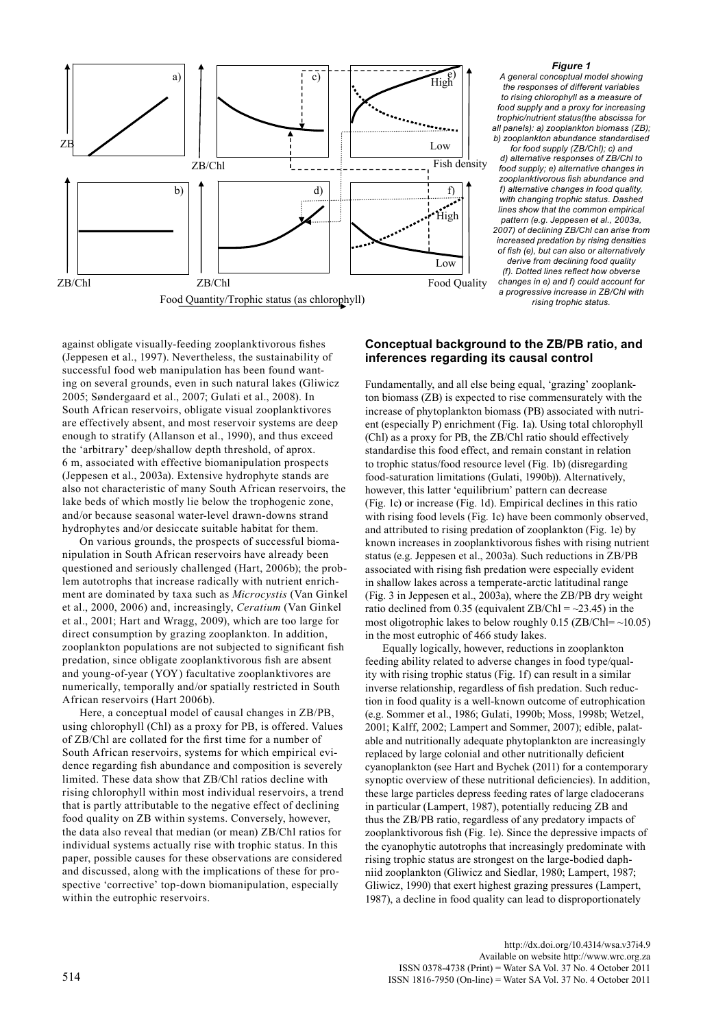**Figure 1**
*A general conceptual model showing the responses of different variables to rising chlorophyll as a measure of food supply and a proxy for increasing trophic/nutrient status(the abscissa for all panels): a) zooplankton biomass (ZB); b) zooplankton abundance standardised for food supply (ZB/Chl); c) and d) alternative responses of ZB/Chl to food supply; e) alternative changes in zooplanktivorous fish abundance and f) alternative changes in food quality, with changing trophic status. Dashed lines show that the common empirical pattern (e.g. Jeppesen et al., 2003a, 2007) of declining ZB/Chl can arise from increased predation by rising densities of fish (e), but can also or alternatively derive from declining food quality (f). Dotted lines reflect how obverse changes in e) and f) could account for a progressive increase in ZB/Chl with rising trophic status.*

against obligate visually-feeding zooplanktivorous fishes (Jeppesen et al., 1997). Nevertheless, the sustainability of successful food web manipulation has been found wanting on several grounds, even in such natural lakes (Gliwicz 2005; Søndergaard et al., 2007; Gulati et al., 2008). In South African reservoirs, obligate visual zooplanktivores are effectively absent, and most reservoir systems are deep enough to stratify (Allanson et al., 1990), and thus exceed the 'arbitrary' deep/shallow depth threshold, of aprox. 6 m, associated with effective biomanipulation prospects (Jeppesen et al., 2003a). Extensive hydrophyte stands are also not characteristic of many South African reservoirs, the lake beds of which mostly lie below the trophogenic zone, and/or because seasonal water-level drawn-downs strand hydrophytes and/or desiccate suitable habitat for them.

On various grounds, the prospects of successful biomanipulation in South African reservoirs have already been questioned and seriously challenged (Hart, 2006b); the problem autotrophs that increase radically with nutrient enrichment are dominated by taxa such as *Microcystis* (Van Ginkel et al., 2000, 2006) and, increasingly, *Ceratium* (Van Ginkel et al., 2001; Hart and Wragg, 2009), which are too large for direct consumption by grazing zooplankton. In addition, zooplankton populations are not subjected to significant fish predation, since obligate zooplanktivorous fish are absent and young-of-year (YOY) facultative zooplanktivores are numerically, temporally and/or spatially restricted in South African reservoirs (Hart 2006b).

Here, a conceptual model of causal changes in ZB/PB, using chlorophyll (Chl) as a proxy for PB, is offered. Values of ZB/Chl are collated for the first time for a number of South African reservoirs, systems for which empirical evidence regarding fish abundance and composition is severely limited. These data show that ZB/Chl ratios decline with rising chlorophyll within most individual reservoirs, a trend that is partly attributable to the negative effect of declining food quality on ZB within systems. Conversely, however, the data also reveal that median (or mean) ZB/Chl ratios for individual systems actually rise with trophic status. In this paper, possible causes for these observations are considered and discussed, along with the implications of these for prospective 'corrective' top-down biomanipulation, especially within the eutrophic reservoirs.

## Conceptual background to the ZB/PB ratio, and inferences regarding its causal control

Fundamentally, and all else being equal, 'grazing' zooplankton biomass (ZB) is expected to rise commensurately with the increase of phytoplankton biomass (PB) associated with nutrient (especially P) enrichment (Fig. 1a). Using total chlorophyll (Chl) as a proxy for PB, the ZB/Chl ratio should effectively standardise this food effect, and remain constant in relation to trophic status/food resource level (Fig. 1b) (disregarding food-saturation limitations (Gulati, 1990b)). Alternatively, however, this latter 'equilibrium' pattern can decrease (Fig. 1c) or increase (Fig. 1d). Empirical declines in this ratio with rising food levels (Fig. 1c) have been commonly observed, and attributed to rising predation of zooplankton (Fig. 1e) by known increases in zooplanktivorous fishes with rising nutrient status (e.g. Jeppesen et al., 2003a). Such reductions in ZB/PB associated with rising fish predation were especially evident in shallow lakes across a temperate-arctic latitudinal range (Fig. 3 in Jeppesen et al., 2003a), where the ZB/PB dry weight ratio declined from 0.35 (equivalent ZB/Chl = ~23.45) in the most oligotrophic lakes to below roughly 0.15 (ZB/Chl= ~10.05) in the most eutrophic of 466 study lakes.

Equally logically, however, reductions in zooplankton feeding ability related to adverse changes in food type/quality with rising trophic status (Fig. 1f) can result in a similar inverse relationship, regardless of fish predation. Such reduction in food quality is a well-known outcome of eutrophication (e.g. Sommer et al., 1986; Gulati, 1990b; Moss, 1998b; Wetzel, 2001; Kalff, 2002; Lampert and Sommer, 2007); edible, palatable and nutritionally adequate phytoplankton are increasingly replaced by large colonial and other nutritionally deficient cyanoplankton (see Hart and Bychek (2011) for a contemporary synoptic overview of these nutritional deficiencies). In addition, these large particles depress feeding rates of large cladocerans in particular (Lampert, 1987), potentially reducing ZB and thus the ZB/PB ratio, regardless of any predatory impacts of zooplanktivorous fish (Fig. 1e). Since the depressive impacts of the cyanophytic autotrophs that increasingly predominate with rising trophic status are strongest on the large-bodied daphniid zooplankton (Gliwicz and Siedlar, 1980; Lampert, 1987; Gliwicz, 1990) that exert highest grazing pressures (Lampert, 1987), a decline in food quality can lead to disproportionately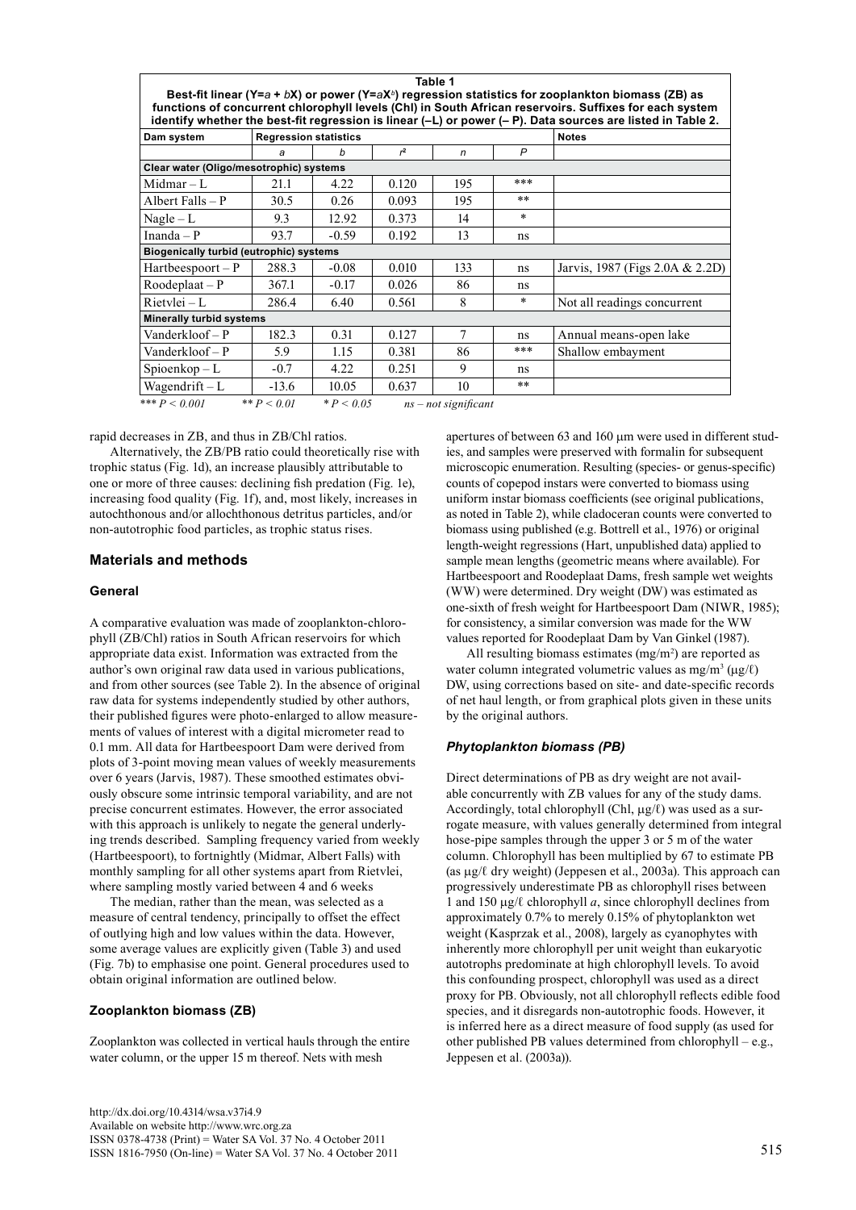**Table 1**
**Best-fit linear (Y=*a* + *b*X) or power (Y=*a*X$^b$) regression statistics for zooplankton biomass (ZB) as functions of concurrent chlorophyll levels (Chl) in South African reservoirs. Suffixes for each system identify whether the best-fit regression is linear (–L) or power (– P). Data sources are listed in Table 2.**

| Dam system | Regression statistics | | | | | Notes |
|---|---|---|---|---|---|---|
| | *a* | *b* | $r^2$ | *n* | *P* | |
| **Clear water (Oligo/mesotrophic) systems** | | | | | | |
| Midmar – L | 21.1 | 4.22 | 0.120 | 195 | *** | |
| Albert Falls – P | 30.5 | 0.26 | 0.093 | 195 | ** | |
| Nagle – L | 9.3 | 12.92 | 0.373 | 14 | * | |
| Inanda – P | 93.7 | -0.59 | 0.192 | 13 | ns | |
| **Biogenically turbid (eutrophic) systems** | | | | | | |
| Hartbeespoort – P | 288.3 | -0.08 | 0.010 | 133 | ns | Jarvis, 1987 (Figs 2.0A & 2.2D) |
| Roodeplaat – P | 367.1 | -0.17 | 0.026 | 86 | ns | |
| Rietvlei – L | 286.4 | 6.40 | 0.561 | 8 | * | Not all readings concurrent |
| **Minerally turbid systems** | | | | | | |
| Vanderkloof – P | 182.3 | 0.31 | 0.127 | 7 | ns | Annual means-open lake |
| Vanderkloof – P | 5.9 | 1.15 | 0.381 | 86 | *** | Shallow embayment |
| Spioenkop – L | -0.7 | 4.22 | 0.251 | 9 | ns | |
| Wagendrift – L | -13.6 | 10.05 | 0.637 | 10 | ** | |

*** $P < 0.001$ &nbsp;&nbsp; ** $P < 0.01$ &nbsp;&nbsp; * $P < 0.05$ &nbsp;&nbsp; *ns – not significant*

rapid decreases in ZB, and thus in ZB/Chl ratios.

Alternatively, the ZB/PB ratio could theoretically rise with trophic status (Fig. 1d), an increase plausibly attributable to one or more of three causes: declining fish predation (Fig. 1e), increasing food quality (Fig. 1f), and, most likely, increases in autochthonous and/or allochthonous detritus particles, and/or non-autotrophic food particles, as trophic status rises.

## Materials and methods

### General

A comparative evaluation was made of zooplankton-chlorophyll (ZB/Chl) ratios in South African reservoirs for which appropriate data exist. Information was extracted from the author's own original raw data used in various publications, and from other sources (see Table 2). In the absence of original raw data for systems independently studied by other authors, their published figures were photo-enlarged to allow measurements of values of interest with a digital micrometer read to 0.1 mm. All data for Hartbeespoort Dam were derived from plots of 3-point moving mean values of weekly measurements over 6 years (Jarvis, 1987). These smoothed estimates obviously obscure some intrinsic temporal variability, and are not precise concurrent estimates. However, the error associated with this approach is unlikely to negate the general underlying trends described. Sampling frequency varied from weekly (Hartbeespoort), to fortnightly (Midmar, Albert Falls) with monthly sampling for all other systems apart from Rietvlei, where sampling mostly varied between 4 and 6 weeks

The median, rather than the mean, was selected as a measure of central tendency, principally to offset the effect of outlying high and low values within the data. However, some average values are explicitly given (Table 3) and used (Fig. 7b) to emphasise one point. General procedures used to obtain original information are outlined below.

### Zooplankton biomass (ZB)

Zooplankton was collected in vertical hauls through the entire water column, or the upper 15 m thereof. Nets with mesh apertures of between 63 and 160 µm were used in different studies, and samples were preserved with formalin for subsequent microscopic enumeration. Resulting (species- or genus-specific) counts of copepod instars were converted to biomass using uniform instar biomass coefficients (see original publications, as noted in Table 2), while cladoceran counts were converted to biomass using published (e.g. Bottrell et al., 1976) or original length-weight regressions (Hart, unpublished data) applied to sample mean lengths (geometric means where available). For Hartbeespoort and Roodeplaat Dams, fresh sample wet weights (WW) were determined. Dry weight (DW) was estimated as one-sixth of fresh weight for Hartbeespoort Dam (NIWR, 1985); for consistency, a similar conversion was made for the WW values reported for Roodeplaat Dam by Van Ginkel (1987).

All resulting biomass estimates (mg/m$^2$) are reported as water column integrated volumetric values as mg/m$^3$ (µg/ℓ) DW, using corrections based on site- and date-specific records of net haul length, or from graphical plots given in these units by the original authors.

### *Phytoplankton biomass (PB)*

Direct determinations of PB as dry weight are not available concurrently with ZB values for any of the study dams. Accordingly, total chlorophyll (Chl, µg/ℓ) was used as a surrogate measure, with values generally determined from integral hose-pipe samples through the upper 3 or 5 m of the water column. Chlorophyll has been multiplied by 67 to estimate PB (as µg/ℓ dry weight) (Jeppesen et al., 2003a). This approach can progressively underestimate PB as chlorophyll rises between 1 and 150 µg/ℓ chlorophyll *a*, since chlorophyll declines from approximately 0.7% to merely 0.15% of phytoplankton wet weight (Kasprzak et al., 2008), largely as cyanophytes with inherently more chlorophyll per unit weight than eukaryotic autotrophs predominate at high chlorophyll levels. To avoid this confounding prospect, chlorophyll was used as a direct proxy for PB. Obviously, not all chlorophyll reflects edible food species, and it disregards non-autotrophic foods. However, it is inferred here as a direct measure of food supply (as used for other published PB values determined from chlorophyll – e.g., Jeppesen et al. (2003a)).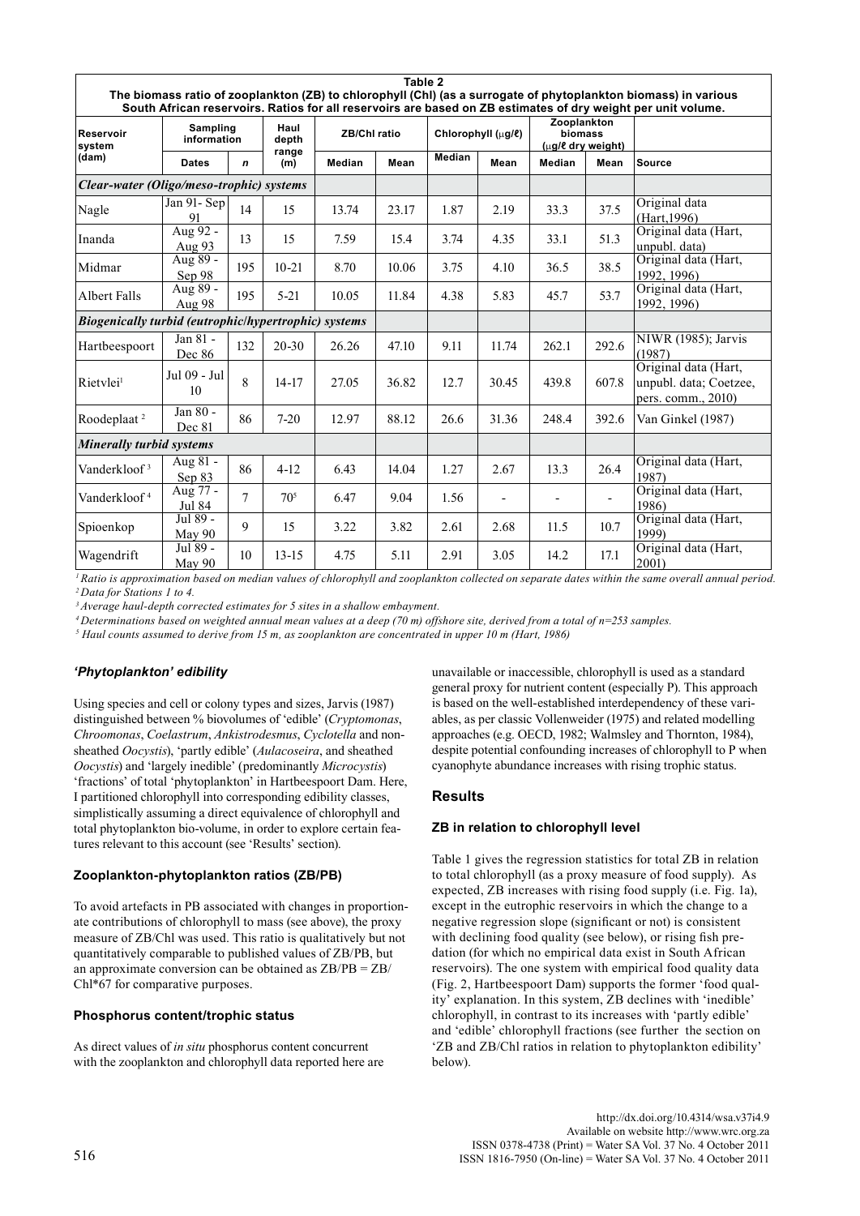**Table 2**
**The biomass ratio of zooplankton (ZB) to chlorophyll (Chl) (as a surrogate of phytoplankton biomass) in various South African reservoirs. Ratios for all reservoirs are based on ZB estimates of dry weight per unit volume.**

| Reservoir system (dam) | Sampling information | | Haul depth range (m) | ZB/Chl ratio | | Chlorophyll (µg/ℓ) | | Zooplankton biomass (µg/ℓ dry weight) | | Source |
|---|---|---|---|---|---|---|---|---|---|---|
| | Dates | *n* | | Median | Mean | Median | Mean | Median | Mean | |
| ***Clear-water (Oligo/meso-trophic) systems*** | | | | | | | | | | |
| Nagle | Jan 91- Sep 91 | 14 | 15 | 13.74 | 23.17 | 1.87 | 2.19 | 33.3 | 37.5 | Original data (Hart,1996) |
| Inanda | Aug 92 - Aug 93 | 13 | 15 | 7.59 | 15.4 | 3.74 | 4.35 | 33.1 | 51.3 | Original data (Hart, unpubl. data) |
| Midmar | Aug 89 - Sep 98 | 195 | 10-21 | 8.70 | 10.06 | 3.75 | 4.10 | 36.5 | 38.5 | Original data (Hart, 1992, 1996) |
| Albert Falls | Aug 89 - Aug 98 | 195 | 5-21 | 10.05 | 11.84 | 4.38 | 5.83 | 45.7 | 53.7 | Original data (Hart, 1992, 1996) |
| ***Biogenically turbid (eutrophic/hypertrophic) systems*** | | | | | | | | | | |
| Hartbeespoort | Jan 81 - Dec 86 | 132 | 20-30 | 26.26 | 47.10 | 9.11 | 11.74 | 262.1 | 292.6 | NIWR (1985); Jarvis (1987) |
| Rietvlei[1] | Jul 09 - Jul 10 | 8 | 14-17 | 27.05 | 36.82 | 12.7 | 30.45 | 439.8 | 607.8 | Original data (Hart, unpubl. data; Coetzee, pers. comm., 2010) |
| Roodeplaat[2] | Jan 80 - Dec 81 | 86 | 7-20 | 12.97 | 88.12 | 26.6 | 31.36 | 248.4 | 392.6 | Van Ginkel (1987) |
| ***Minerally turbid systems*** | | | | | | | | | | |
| Vanderkloof[3] | Aug 81 - Sep 83 | 86 | 4-12 | 6.43 | 14.04 | 1.27 | 2.67 | 13.3 | 26.4 | Original data (Hart, 1987) |
| Vanderkloof[4] | Aug 77 - Jul 84 | 7 | 70[5] | 6.47 | 9.04 | 1.56 | - | - | - | Original data (Hart, 1986) |
| Spioenkop | Jul 89 - May 90 | 9 | 15 | 3.22 | 3.82 | 2.61 | 2.68 | 11.5 | 10.7 | Original data (Hart, 1999) |
| Wagendrift | Jul 89 - May 90 | 10 | 13-15 | 4.75 | 5.11 | 2.91 | 3.05 | 14.2 | 17.1 | Original data (Hart, 2001) |

*[1] Ratio is approximation based on median values of chlorophyll and zooplankton collected on separate dates within the same overall annual period.*
*[2] Data for Stations 1 to 4.*
*[3] Average haul-depth corrected estimates for 5 sites in a shallow embayment.*
*[4] Determinations based on weighted annual mean values at a deep (70 m) offshore site, derived from a total of n=253 samples.*
*[5] Haul counts assumed to derive from 15 m, as zooplankton are concentrated in upper 10 m (Hart, 1986)*

### *'Phytoplankton' edibility*

Using species and cell or colony types and sizes, Jarvis (1987) distinguished between % biovolumes of 'edible' (*Cryptomonas*, *Chroomonas*, *Coelastrum*, *Ankistrodesmus*, *Cyclotella* and non-sheathed *Oocystis*), 'partly edible' (*Aulacoseira*, and sheathed *Oocystis*) and 'largely inedible' (predominantly *Microcystis*) 'fractions' of total 'phytoplankton' in Hartbeespoort Dam. Here, I partitioned chlorophyll into corresponding edibility classes, simplistically assuming a direct equivalence of chlorophyll and total phytoplankton bio-volume, in order to explore certain features relevant to this account (see 'Results' section).

### Zooplankton-phytoplankton ratios (ZB/PB)

To avoid artefacts in PB associated with changes in proportionate contributions of chlorophyll to mass (see above), the proxy measure of ZB/Chl was used. This ratio is qualitatively but not quantitatively comparable to published values of ZB/PB, but an approximate conversion can be obtained as ZB/PB = ZB/Chl*67 for comparative purposes.

### Phosphorus content/trophic status

As direct values of *in situ* phosphorus content concurrent with the zooplankton and chlorophyll data reported here are unavailable or inaccessible, chlorophyll is used as a standard general proxy for nutrient content (especially P). This approach is based on the well-established interdependency of these variables, as per classic Vollenweider (1975) and related modelling approaches (e.g. OECD, 1982; Walmsley and Thornton, 1984), despite potential confounding increases of chlorophyll to P when cyanophyte abundance increases with rising trophic status.

## Results

### ZB in relation to chlorophyll level

Table 1 gives the regression statistics for total ZB in relation to total chlorophyll (as a proxy measure of food supply). As expected, ZB increases with rising food supply (i.e. Fig. 1a), except in the eutrophic reservoirs in which the change to a negative regression slope (significant or not) is consistent with declining food quality (see below), or rising fish predation (for which no empirical data exist in South African reservoirs). The one system with empirical food quality data (Fig. 2, Hartbeespoort Dam) supports the former 'food quality' explanation. In this system, ZB declines with 'inedible' chlorophyll, in contrast to its increases with 'partly edible' and 'edible' chlorophyll fractions (see further the section on 'ZB and ZB/Chl ratios in relation to phytoplankton edibility' below).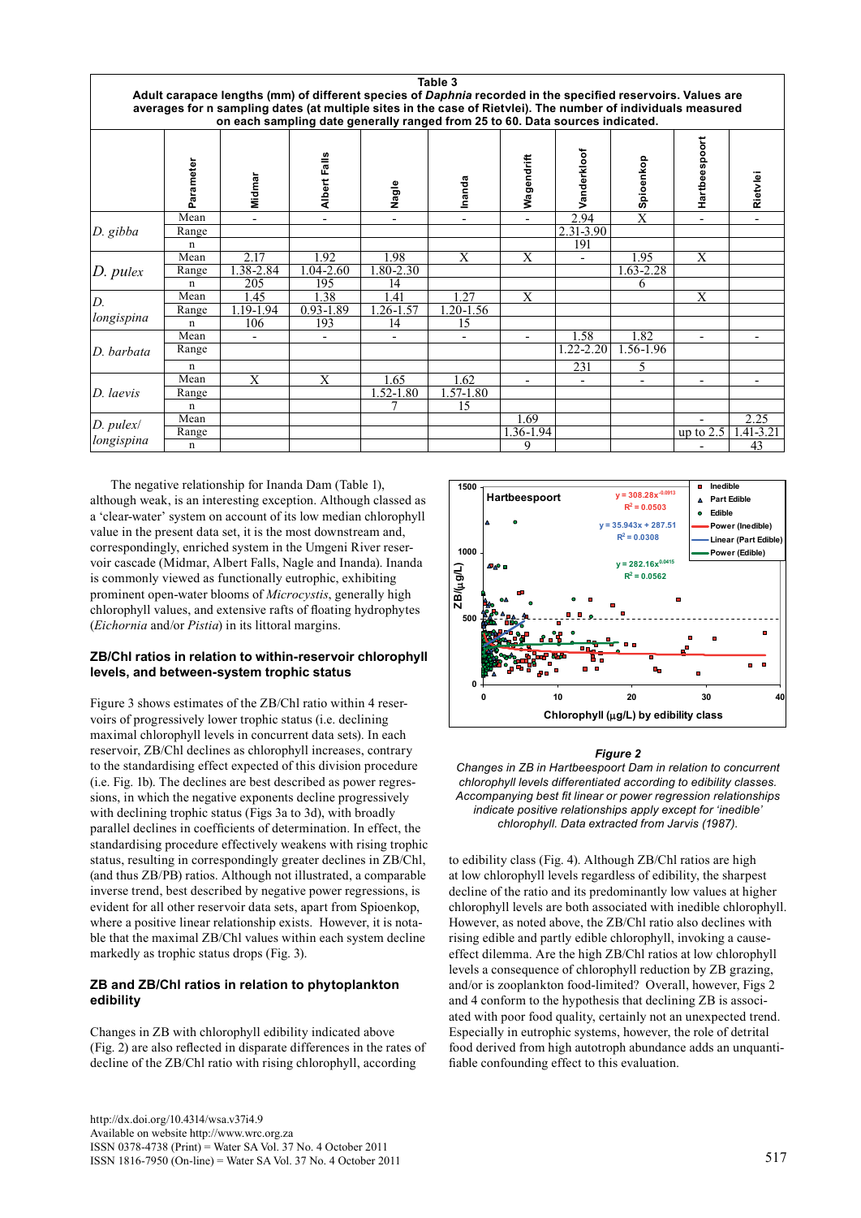**Table 3**
**Adult carapace lengths (mm) of different species of *Daphnia* recorded in the specified reservoirs. Values are averages for n sampling dates (at multiple sites in the case of Rietvlei). The number of individuals measured on each sampling date generally ranged from 25 to 60. Data sources indicated.**

| | Parameter | Midmar | Albert Falls | Nagle | Inanda | Wagendrift | Vanderkloof | Spioenkop | Hartbeespoort | Rietvlei |
|---|---|---|---|---|---|---|---|---|---|---|
| *D. gibba* | Mean | - | - | - | - | - | 2.94 | X | - | - |
| | Range | | | | | | 2.31-3.90 | | | |
| | n | | | | | | 191 | | | |
| *D. pulex* | Mean | 2.17 | 1.92 | 1.98 | X | X | - | 1.95 | X | |
| | Range | 1.38-2.84 | 1.04-2.60 | 1.80-2.30 | | | | 1.63-2.28 | | |
| | n | 205 | 195 | 14 | | | | 6 | | |
| *D. longispina* | Mean | 1.45 | 1.38 | 1.41 | 1.27 | X | | | X | |
| | Range | 1.19-1.94 | 0.93-1.89 | 1.26-1.57 | 1.20-1.56 | | | | | |
| | n | 106 | 193 | 14 | 15 | | | | | |
| *D. barbata* | Mean | - | - | - | - | - | 1.58 | 1.82 | - | - |
| | Range | | | | | | 1.22-2.20 | 1.56-1.96 | | |
| | n | | | | | | 231 | 5 | | |
| *D. laevis* | Mean | X | X | 1.65 | 1.62 | - | - | - | - | - |
| | Range | | | 1.52-1.80 | 1.57-1.80 | | | | | |
| | n | | | 7 | 15 | | | | | |
| *D. pulex/ longispina* | Mean | | | | | 1.69 | | | - | 2.25 |
| | Range | | | | | 1.36-1.94 | | | up to 2.5 | 1.41-3.21 |
| | n | | | | | 9 | | | - | 43 |

***Figure 2***
*Changes in ZB in Hartbeespoort Dam in relation to concurrent chlorophyll levels differentiated according to edibility classes. Accompanying best fit linear or power regression relationships indicate positive relationships apply except for 'inedible' chlorophyll. Data extracted from Jarvis (1987).*

The negative relationship for Inanda Dam (Table 1), although weak, is an interesting exception. Although classed as a 'clear-water' system on account of its low median chlorophyll value in the present data set, it is the most downstream and, correspondingly, enriched system in the Umgeni River reservoir cascade (Midmar, Albert Falls, Nagle and Inanda). Inanda is commonly viewed as functionally eutrophic, exhibiting prominent open-water blooms of *Microcystis*, generally high chlorophyll values, and extensive rafts of floating hydrophytes (*Eichornia* and/or *Pistia*) in its littoral margins.

### ZB/Chl ratios in relation to within-reservoir chlorophyll levels, and between-system trophic status

Figure 3 shows estimates of the ZB/Chl ratio within 4 reservoirs of progressively lower trophic status (i.e. declining maximal chlorophyll levels in concurrent data sets). In each reservoir, ZB/Chl declines as chlorophyll increases, contrary to the standardising effect expected of this division procedure (i.e. Fig. 1b). The declines are best described as power regressions, in which the negative exponents decline progressively with declining trophic status (Figs 3a to 3d), with broadly parallel declines in coefficients of determination. In effect, the standardising procedure effectively weakens with rising trophic status, resulting in correspondingly greater declines in ZB/Chl, (and thus ZB/PB) ratios. Although not illustrated, a comparable inverse trend, best described by negative power regressions, is evident for all other reservoir data sets, apart from Spioenkop, where a positive linear relationship exists. However, it is notable that the maximal ZB/Chl values within each system decline markedly as trophic status drops (Fig. 3).

### ZB and ZB/Chl ratios in relation to phytoplankton edibility

Changes in ZB with chlorophyll edibility indicated above (Fig. 2) are also reflected in disparate differences in the rates of decline of the ZB/Chl ratio with rising chlorophyll, according to edibility class (Fig. 4). Although ZB/Chl ratios are high at low chlorophyll levels regardless of edibility, the sharpest decline of the ratio and its predominantly low values at higher chlorophyll levels are both associated with inedible chlorophyll. However, as noted above, the ZB/Chl ratio also declines with rising edible and partly edible chlorophyll, invoking a cause-effect dilemma. Are the high ZB/Chl ratios at low chlorophyll levels a consequence of chlorophyll reduction by ZB grazing, and/or is zooplankton food-limited? Overall, however, Figs 2 and 4 conform to the hypothesis that declining ZB is associated with poor food quality, certainly not an unexpected trend. Especially in eutrophic systems, however, the role of detrital food derived from high autotroph abundance adds an unquantifiable confounding effect to this evaluation.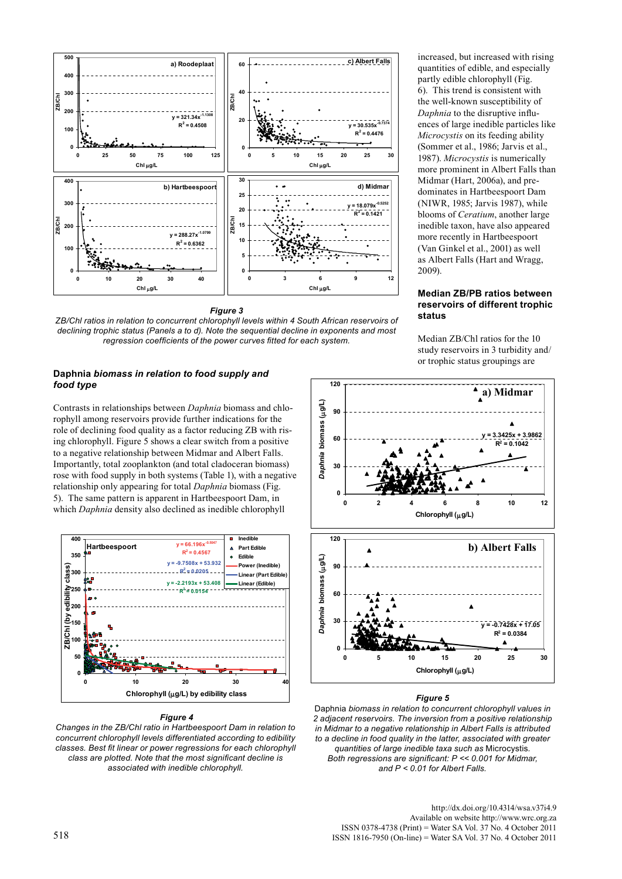*Figure 3*

*ZB/Chl ratios in relation to concurrent chlorophyll levels within 4 South African reservoirs of declining trophic status (Panels a to d). Note the sequential decline in exponents and most regression coefficients of the power curves fitted for each system.*

increased, but increased with rising quantities of edible, and especially partly edible chlorophyll (Fig. 6). This trend is consistent with the well-known susceptibility of *Daphnia* to the disruptive influences of large inedible particles like *Microcystis* on its feeding ability (Sommer et al., 1986; Jarvis et al., 1987). *Microcystis* is numerically more prominent in Albert Falls than Midmar (Hart, 2006a), and predominates in Hartbeespoort Dam (NIWR, 1985; Jarvis 1987), while blooms of *Ceratium*, another large inedible taxon, have also appeared more recently in Hartbeespoort (Van Ginkel et al., 2001) as well as Albert Falls (Hart and Wragg, 2009).

### Median ZB/PB ratios between reservoirs of different trophic status

Median ZB/Chl ratios for the 10 study reservoirs in 3 turbidity and/or trophic status groupings are

### Daphnia *biomass in relation to food supply and food type*

Contrasts in relationships between *Daphnia* biomass and chlorophyll among reservoirs provide further indications for the role of declining food quality as a factor reducing ZB with rising chlorophyll. Figure 5 shows a clear switch from a positive to a negative relationship between Midmar and Albert Falls. Importantly, total zooplankton (and total cladoceran biomass) rose with food supply in both systems (Table 1), with a negative relationship only appearing for total *Daphnia* biomass (Fig. 5). The same pattern is apparent in Hartbeespoort Dam, in which *Daphnia* density also declined as inedible chlorophyll

*Figure 4*

*Changes in the ZB/Chl ratio in Hartbeespoort Dam in relation to concurrent chlorophyll levels differentiated according to edibility classes. Best fit linear or power regressions for each chlorophyll class are plotted. Note that the most significant decline is associated with inedible chlorophyll.*

*Figure 5*

Daphnia *biomass in relation to concurrent chlorophyll values in 2 adjacent reservoirs. The inversion from a positive relationship in Midmar to a negative relationship in Albert Falls is attributed to a decline in food quality in the latter, associated with greater quantities of large inedible taxa such as* Microcystis*. Both regressions are significant: $P << 0.001$ for Midmar, and $P < 0.01$ for Albert Falls.*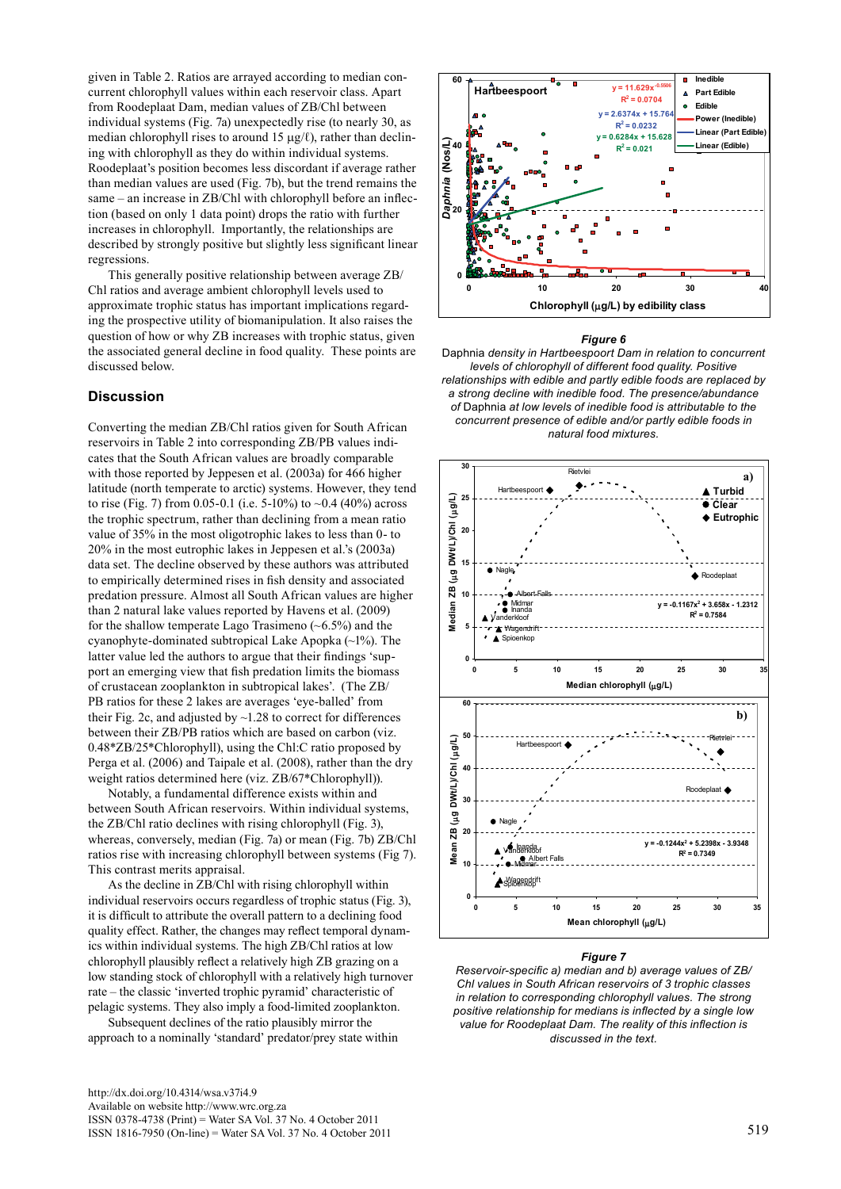given in Table 2. Ratios are arrayed according to median concurrent chlorophyll values within each reservoir class. Apart from Roodeplaat Dam, median values of ZB/Chl between individual systems (Fig. 7a) unexpectedly rise (to nearly 30, as median chlorophyll rises to around 15 µg/ℓ), rather than declining with chlorophyll as they do within individual systems. Roodeplaat's position becomes less discordant if average rather than median values are used (Fig. 7b), but the trend remains the same – an increase in ZB/Chl with chlorophyll before an inflection (based on only 1 data point) drops the ratio with further increases in chlorophyll. Importantly, the relationships are described by strongly positive but slightly less significant linear regressions.

This generally positive relationship between average ZB/Chl ratios and average ambient chlorophyll levels used to approximate trophic status has important implications regarding the prospective utility of biomanipulation. It also raises the question of how or why ZB increases with trophic status, given the associated general decline in food quality. These points are discussed below.

## Discussion

Converting the median ZB/Chl ratios given for South African reservoirs in Table 2 into corresponding ZB/PB values indicates that the South African values are broadly comparable with those reported by Jeppesen et al. (2003a) for 466 higher latitude (north temperate to arctic) systems. However, they tend to rise (Fig. 7) from 0.05-0.1 (i.e. 5-10%) to ~0.4 (40%) across the trophic spectrum, rather than declining from a mean ratio value of 35% in the most oligotrophic lakes to less than 0- to 20% in the most eutrophic lakes in Jeppesen et al.'s (2003a) data set. The decline observed by these authors was attributed to empirically determined rises in fish density and associated predation pressure. Almost all South African values are higher than 2 natural lake values reported by Havens et al. (2009) for the shallow temperate Lago Trasimeno (~6.5%) and the cyanophyte-dominated subtropical Lake Apopka (~1%). The latter value led the authors to argue that their findings 'support an emerging view that fish predation limits the biomass of crustacean zooplankton in subtropical lakes'. (The ZB/PB ratios for these 2 lakes are averages 'eye-balled' from their Fig. 2c, and adjusted by ~1.28 to correct for differences between their ZB/PB ratios which are based on carbon (viz. 0.48*ZB/25*Chlorophyll), using the Chl:C ratio proposed by Perga et al. (2006) and Taipale et al. (2008), rather than the dry weight ratios determined here (viz. ZB/67*Chlorophyll)).

Notably, a fundamental difference exists within and between South African reservoirs. Within individual systems, the ZB/Chl ratio declines with rising chlorophyll (Fig. 3), whereas, conversely, median (Fig. 7a) or mean (Fig. 7b) ZB/Chl ratios rise with increasing chlorophyll between systems (Fig 7). This contrast merits appraisal.

As the decline in ZB/Chl with rising chlorophyll within individual reservoirs occurs regardless of trophic status (Fig. 3), it is difficult to attribute the overall pattern to a declining food quality effect. Rather, the changes may reflect temporal dynamics within individual systems. The high ZB/Chl ratios at low chlorophyll plausibly reflect a relatively high ZB grazing on a low standing stock of chlorophyll with a relatively high turnover rate – the classic 'inverted trophic pyramid' characteristic of pelagic systems. They also imply a food-limited zooplankton.

Subsequent declines of the ratio plausibly mirror the approach to a nominally 'standard' predator/prey state within

***Figure 6***

*Daphnia* density in Hartbeespoort Dam in relation to concurrent levels of chlorophyll of different food quality. Positive relationships with edible and partly edible foods are replaced by a strong decline with inedible food. The presence/abundance of *Daphnia* at low levels of inedible food is attributable to the concurrent presence of edible and/or partly edible foods in natural food mixtures.

***Figure 7***

*Reservoir-specific a) median and b) average values of ZB/Chl values in South African reservoirs of 3 trophic classes in relation to corresponding chlorophyll values. The strong positive relationship for medians is inflected by a single low value for Roodeplaat Dam. The reality of this inflection is discussed in the text.*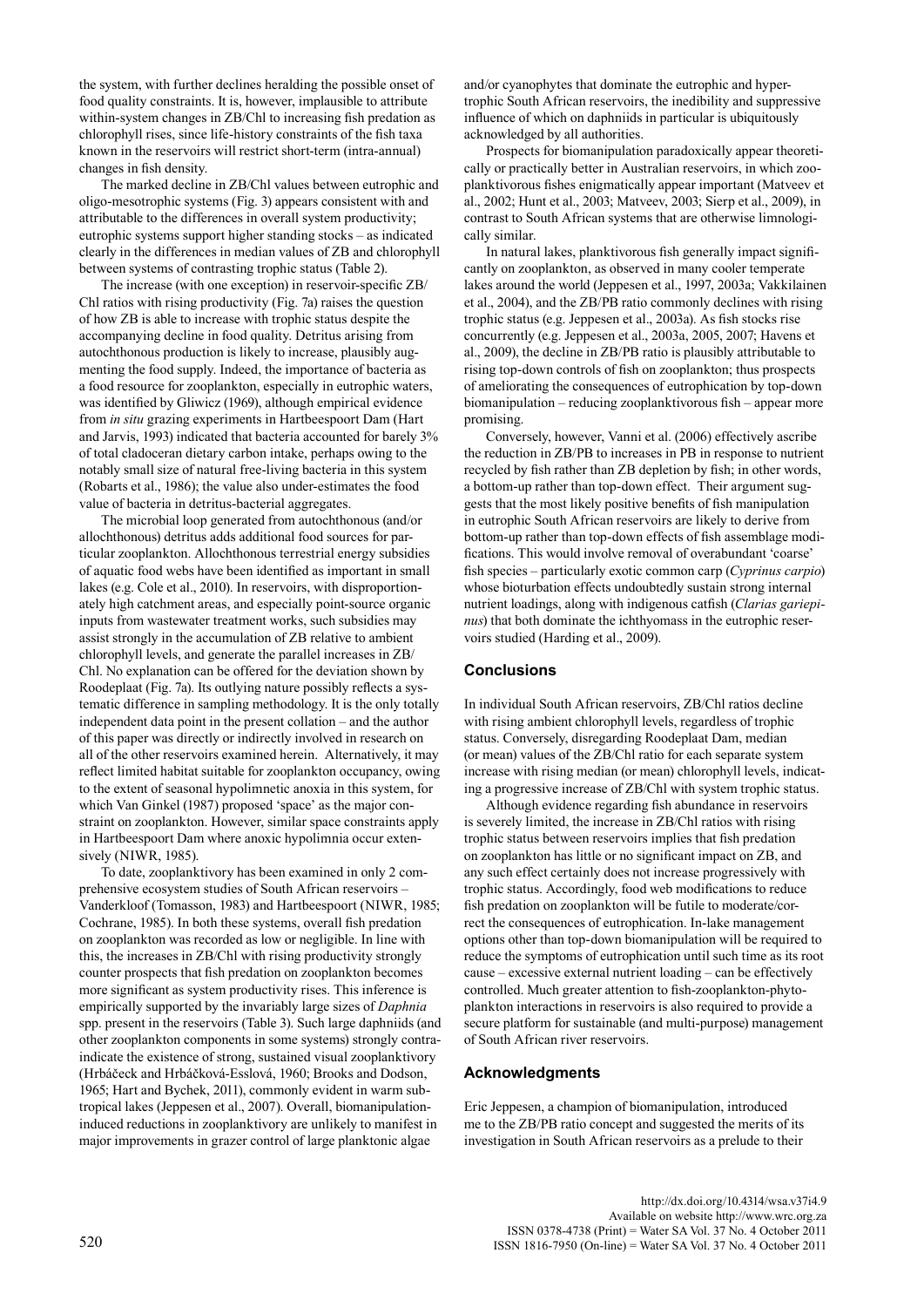the system, with further declines heralding the possible onset of food quality constraints. It is, however, implausible to attribute within-system changes in ZB/Chl to increasing fish predation as chlorophyll rises, since life-history constraints of the fish taxa known in the reservoirs will restrict short-term (intra-annual) changes in fish density.

The marked decline in ZB/Chl values between eutrophic and oligo-mesotrophic systems (Fig. 3) appears consistent with and attributable to the differences in overall system productivity; eutrophic systems support higher standing stocks – as indicated clearly in the differences in median values of ZB and chlorophyll between systems of contrasting trophic status (Table 2).

The increase (with one exception) in reservoir-specific ZB/Chl ratios with rising productivity (Fig. 7a) raises the question of how ZB is able to increase with trophic status despite the accompanying decline in food quality. Detritus arising from autochthonous production is likely to increase, plausibly augmenting the food supply. Indeed, the importance of bacteria as a food resource for zooplankton, especially in eutrophic waters, was identified by Gliwicz (1969), although empirical evidence from *in situ* grazing experiments in Hartbeespoort Dam (Hart and Jarvis, 1993) indicated that bacteria accounted for barely 3% of total cladoceran dietary carbon intake, perhaps owing to the notably small size of natural free-living bacteria in this system (Robarts et al., 1986); the value also under-estimates the food value of bacteria in detritus-bacterial aggregates.

The microbial loop generated from autochthonous (and/or allochthonous) detritus adds additional food sources for particular zooplankton. Allochthonous terrestrial energy subsidies of aquatic food webs have been identified as important in small lakes (e.g. Cole et al., 2010). In reservoirs, with disproportionately high catchment areas, and especially point-source organic inputs from wastewater treatment works, such subsidies may assist strongly in the accumulation of ZB relative to ambient chlorophyll levels, and generate the parallel increases in ZB/Chl. No explanation can be offered for the deviation shown by Roodeplaat (Fig. 7a). Its outlying nature possibly reflects a systematic difference in sampling methodology. It is the only totally independent data point in the present collation – and the author of this paper was directly or indirectly involved in research on all of the other reservoirs examined herein. Alternatively, it may reflect limited habitat suitable for zooplankton occupancy, owing to the extent of seasonal hypolimnetic anoxia in this system, for which Van Ginkel (1987) proposed 'space' as the major constraint on zooplankton. However, similar space constraints apply in Hartbeespoort Dam where anoxic hypolimnia occur extensively (NIWR, 1985).

To date, zooplanktivory has been examined in only 2 comprehensive ecosystem studies of South African reservoirs – Vanderkloof (Tomasson, 1983) and Hartbeespoort (NIWR, 1985; Cochrane, 1985). In both these systems, overall fish predation on zooplankton was recorded as low or negligible. In line with this, the increases in ZB/Chl with rising productivity strongly counter prospects that fish predation on zooplankton becomes more significant as system productivity rises. This inference is empirically supported by the invariably large sizes of *Daphnia* spp. present in the reservoirs (Table 3). Such large daphniids (and other zooplankton components in some systems) strongly contraindicate the existence of strong, sustained visual zooplanktivory (Hrbáčeck and Hrbáčková-Esslová, 1960; Brooks and Dodson, 1965; Hart and Bychek, 2011), commonly evident in warm subtropical lakes (Jeppesen et al., 2007). Overall, biomanipulation-induced reductions in zooplanktivory are unlikely to manifest in major improvements in grazer control of large planktonic algae and/or cyanophytes that dominate the eutrophic and hypertrophic South African reservoirs, the inedibility and suppressive influence of which on daphniids in particular is ubiquitously acknowledged by all authorities.

Prospects for biomanipulation paradoxically appear theoretically or practically better in Australian reservoirs, in which zooplanktivorous fishes enigmatically appear important (Matveev et al., 2002; Hunt et al., 2003; Matveev, 2003; Sierp et al., 2009), in contrast to South African systems that are otherwise limnologically similar.

In natural lakes, planktivorous fish generally impact significantly on zooplankton, as observed in many cooler temperate lakes around the world (Jeppesen et al., 1997, 2003a; Vakkilainen et al., 2004), and the ZB/PB ratio commonly declines with rising trophic status (e.g. Jeppesen et al., 2003a). As fish stocks rise concurrently (e.g. Jeppesen et al., 2003a, 2005, 2007; Havens et al., 2009), the decline in ZB/PB ratio is plausibly attributable to rising top-down controls of fish on zooplankton; thus prospects of ameliorating the consequences of eutrophication by top-down biomanipulation – reducing zooplanktivorous fish – appear more promising.

Conversely, however, Vanni et al. (2006) effectively ascribe the reduction in ZB/PB to increases in PB in response to nutrient recycled by fish rather than ZB depletion by fish; in other words, a bottom-up rather than top-down effect. Their argument suggests that the most likely positive benefits of fish manipulation in eutrophic South African reservoirs are likely to derive from bottom-up rather than top-down effects of fish assemblage modifications. This would involve removal of overabundant 'coarse' fish species – particularly exotic common carp (*Cyprinus carpio*) whose bioturbation effects undoubtedly sustain strong internal nutrient loadings, along with indigenous catfish (*Clarias gariepinus*) that both dominate the ichthyomass in the eutrophic reservoirs studied (Harding et al., 2009).

## Conclusions

In individual South African reservoirs, ZB/Chl ratios decline with rising ambient chlorophyll levels, regardless of trophic status. Conversely, disregarding Roodeplaat Dam, median (or mean) values of the ZB/Chl ratio for each separate system increase with rising median (or mean) chlorophyll levels, indicating a progressive increase of ZB/Chl with system trophic status.

Although evidence regarding fish abundance in reservoirs is severely limited, the increase in ZB/Chl ratios with rising trophic status between reservoirs implies that fish predation on zooplankton has little or no significant impact on ZB, and any such effect certainly does not increase progressively with trophic status. Accordingly, food web modifications to reduce fish predation on zooplankton will be futile to moderate/correct the consequences of eutrophication. In-lake management options other than top-down biomanipulation will be required to reduce the symptoms of eutrophication until such time as its root cause – excessive external nutrient loading – can be effectively controlled. Much greater attention to fish-zooplankton-phytoplankton interactions in reservoirs is also required to provide a secure platform for sustainable (and multi-purpose) management of South African river reservoirs.

## Acknowledgments

Eric Jeppesen, a champion of biomanipulation, introduced me to the ZB/PB ratio concept and suggested the merits of its investigation in South African reservoirs as a prelude to their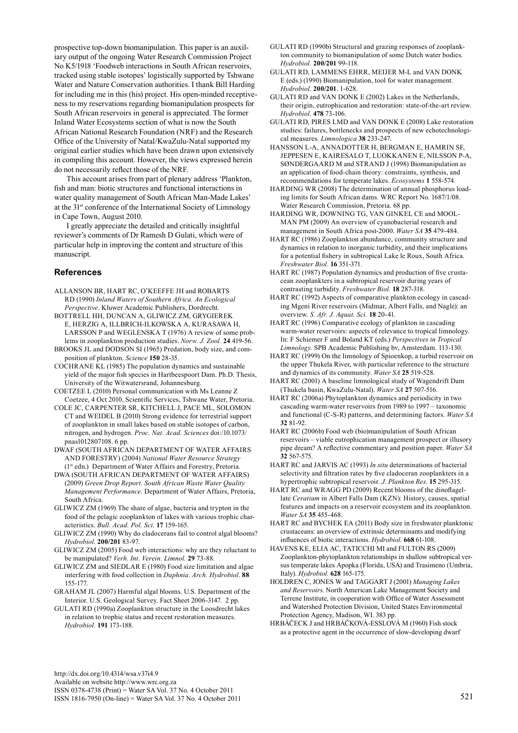prospective top-down biomanipulation. This paper is an auxiliary output of the ongoing Water Research Commission Project No K5/1918 'Foodweb interactions in South African reservoirs, tracked using stable isotopes' logistically supported by Tshwane Water and Nature Conservation authorities. I thank Bill Harding for including me in this (his) project. His open-minded receptiveness to my reservations regarding biomanipulation prospects for South African reservoirs in general is appreciated. The former Inland Water Ecosystems section of what is now the South African National Research Foundation (NRF) and the Research Office of the University of Natal/KwaZulu-Natal supported my original earlier studies which have been drawn upon extensively in compiling this account. However, the views expressed herein do not necessarily reflect those of the NRF.

This account arises from part of plenary address 'Plankton, fish and man: biotic structures and functional interactions in water quality management of South African Man-Made Lakes' at the 31st conference of the International Society of Limnology in Cape Town, August 2010.

I greatly appreciate the detailed and critically insightful reviewer's comments of Dr Ramesh D Gulati, which were of particular help in improving the content and structure of this manuscript.

## References

ALLANSON BR, HART RC, O'KEEFFE JH and ROBARTS RD (1990) *Inland Waters of Southern Africa. An Ecological Perspective*. Kluwer Academic Publishers, Dordrecht.

BOTTRELL HH, DUNCAN A, GLIWICZ ZM, GRYGIEREK E, HERZIG A, ILLBRICH-ILKOWSKA A, KURASAWA H, LARSSON P and WEGLENSKA T (1976) A review of some problems in zooplankton production studies. *Norw. J. Zool.* **24** 419-56.

BROOKS JL and DODSON SI (1965) Predation, body size, and composition of plankton. *Science* **150** 28-35.

COCHRANE KL (1985) The population dynamics and sustainable yield of the major fish species in Hartbeespoort Dam. Ph.D. Thesis, University of the Witwatersrand, Johannesburg.

COETZEE L (2010) Personal communication with Ms Leanne Z Coetzee, 4 Oct 2010, Scientific Services, Tshwane Water, Pretoria.

COLE JC, CARPENTER SR, KITCHELL J, PACE ML, SOLOMON CT and WEIDEL B (2010) Strong evidence for terrestrial support of zooplankton in small lakes based on stable isotopes of carbon, nitrogen, and hydrogen. *Proc. Nat. Acad. Sciences* doi:/10.1073/pnas1012807108. 6 pp.

DWAF (SOUTH AFRICAN DEPARTMENT OF WATER AFFAIRS AND FORESTRY) (2004) *National Water Resource Strategy* (1st edn.) Department of Water Affairs and Forestry, Pretoria.

DWA (SOUTH AFRICAN DEPARTMENT OF WATER AFFAIRS) (2009) *Green Drop Report. South African Waste Water Quality Management Performance*. Department of Water Affairs, Pretoria, South Africa.

GLIWICZ ZM (1969) The share of algae, bacteria and trypton in the food of the pelagic zooplankton of lakes with various trophic characteristics. *Bull. Acad. Pol. Sci.* **17** 159-165.

GLIWICZ ZM (1990) Why do cladocerans fail to control algal blooms? *Hydrobiol*. **200/201** 83-97.

GLIWICZ ZM (2005) Food web interactions: why are they reluctant to be manipulated? *Verh. Int. Verein. Limnol.* **29** 73-88.

GLIWICZ ZM and SIEDLAR E (1980) Food size limitation and algae interfering with food collection in *Daphnia*. *Arch. Hydrobiol*. **88** 155-177.

GRAHAM JL (2007) Harmful algal blooms. U.S. Department of the Interior. U.S. Geological Survey. Fact Sheet 2006-3147. 2 pp.

GULATI RD (1990a) Zooplankton structure in the Loosdrecht lakes in relation to trophic status and recent restoration measures. *Hydrobiol.* **191** 173-188.

GULATI RD (1990b) Structural and grazing responses of zooplankton community to biomanipulation of some Dutch water bodies. *Hydrobiol.* **200/201** 99-118.

GULATI RD, LAMMENS EHRR, MEIJER M-L and VAN DONK E (eds.) (1990) Biomanipulation, tool for water management. *Hydrobiol.* **200/201**. 1-628.

GULATI RD and VAN DONK E (2002) Lakes in the Netherlands, their origin, eutrophication and restoration: state-of-the-art review. *Hydrobiol.* **478** 73-106.

GULATI RD, PIRES LMD and VAN DONK E (2008) Lake restoration studies: failures, bottlenecks and prospects of new echotechnological measures. *Limnologica* **38** 233-247.

HANSSON L-A, ANNADOTTER H, BERGMAN E, HAMRIN SF, JEPPESEN E, KAIRESALO T, LUOKKANEN E, NILSSON P-A, SØNDERGAARD M and STRAND J (1998) Biomanipulation as an application of food-chain theory: constraints, synthesis, and recommendations for temperate lakes. *Ecosystems* **1** 558-574.

HARDING WR (2008) The determination of annual phosphorus loading limits for South African dams. WRC Report No. 1687/1/08. Water Research Commission, Pretoria. 68 pp.

HARDING WR, DOWNING TG, VAN GINKEL CE and MOOLMAN PM (2009) An overview of cyanobacterial research and management in South Africa post-2000. *Water SA* **35** 479-484.

HART RC (1986) Zooplankton abundance, community structure and dynamics in relation to inorganic turbidity, and their implications for a potential fishery in subtropical Lake le Roux, South Africa. *Freshwater Biol.* **16** 351-371.

HART RC (1987) Population dynamics and production of five crustacean zooplankters in a subtropical reservoir during years of contrasting turbidity. *Freshwater Biol.* **18** 287-318.

HART RC (1992) Aspects of comparative plankton ecology in cascading Mgeni River reservoirs (Midmar, Albert Falls, and Nagle): an overview. *S. Afr. J. Aquat. Sci.* **18** 20-41.

HART RC (1996) Comparative ecology of plankton in cascading warm-water reservoirs: aspects of relevance to tropical limnology. In: F Schiemer F and Boland KT (eds.) *Perspectives in Tropical Limnology*. SPB Academic Publishing bv, Amsterdam. 113-130.

HART RC (1999) On the limnology of Spioenkop, a turbid reservoir on the upper Thukela River, with particular reference to the structure and dynamics of its community. *Water SA* **25** 519-528.

HART RC (2001) A baseline limnological study of Wagendrift Dam (Thukela basin, KwaZulu-Natal). *Water SA* **27** 507-516.

HART RC (2006a) Phytoplankton dynamics and periodicity in two cascading warm-water reservoirs from 1989 to 1997 – taxonomic and functional (C-S-R) patterns, and determining factors. *Water SA* **32** 81-92.

HART RC (2006b) Food web (bio)manipulation of South African reservoirs – viable eutrophication management prospect or illusory pipe dream? A reflective commentary and position paper. *Water SA* **32** 567-575.

HART RC and JARVIS AC (1993) *In situ* determinations of bacterial selectivity and filtration rates by five cladoceran zooplankters in a hypertrophic subtropical reservoir. *J. Plankton Res*. **15** 295-315.

HART RC and WRAGG PD (2009) Recent blooms of the dinoflagellate *Ceratium* in Albert Falls Dam (KZN): History, causes, spatial features and impacts on a reservoir ecosystem and its zooplankton. *Water SA* **35** 455-468.

HART RC and BYCHEK EA (2011) Body size in freshwater planktonic crustaceans: an overview of extrinsic determinants and modifying influences of biotic interactions. *Hydrobiol.* **668** 61-108.

HAVENS KE, ELIA AC, TATICCHI MI and FULTON RS (2009) Zooplankton-phytoplankton relationships in shallow subtropical versus temperate lakes Apopka (Florida, USA) and Trasimeno (Umbria, Italy). *Hydrobiol.* **628** 165-175.

HOLDREN C, JONES W and TAGGART J (2001) *Managing Lakes and Reservoirs*. North American Lake Management Society and Terrene Institute, in cooperation with Office of Water Assessment and Watershed Protection Division, United States Environmental Protection Agency, Madison, WI. 383 pp.

HRBÁČECK J and HRBÁČKOVÁ-ESSLOVÁ M (1960) Fish stock as a protective agent in the occurrence of slow-developing dwarf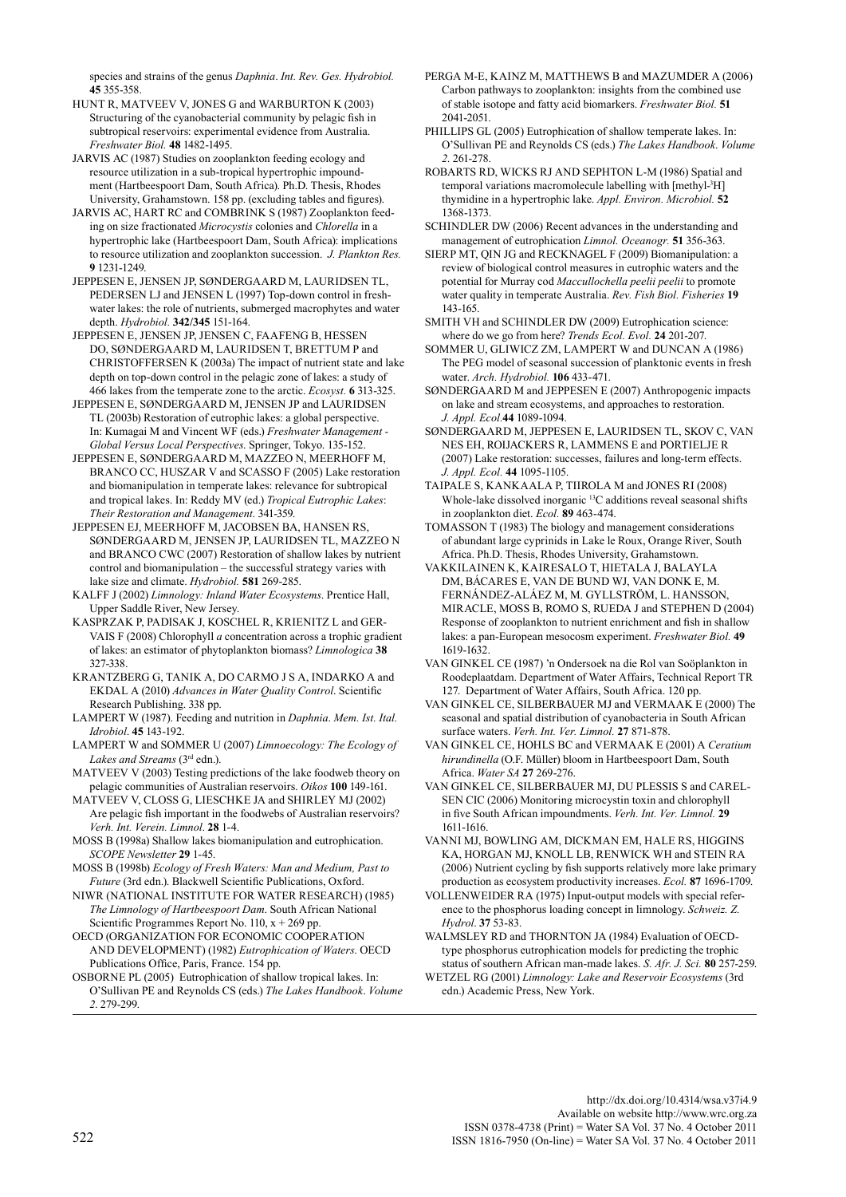species and strains of the genus *Daphnia*. *Int. Rev. Ges. Hydrobiol.* **45** 355-358.

HUNT R, MATVEEV V, JONES G and WARBURTON K (2003) Structuring of the cyanobacterial community by pelagic fish in subtropical reservoirs: experimental evidence from Australia. *Freshwater Biol.* **48** 1482-1495.

JARVIS AC (1987) Studies on zooplankton feeding ecology and resource utilization in a sub-tropical hypertrophic impoundment (Hartbeespoort Dam, South Africa). Ph.D. Thesis, Rhodes University, Grahamstown. 158 pp. (excluding tables and figures).

JARVIS AC, HART RC and COMBRINK S (1987) Zooplankton feeding on size fractionated *Microcystis* colonies and *Chlorella* in a hypertrophic lake (Hartbeespoort Dam, South Africa): implications to resource utilization and zooplankton succession. *J. Plankton Res.* **9** 1231-1249.

JEPPESEN E, JENSEN JP, SØNDERGAARD M, LAURIDSEN TL, PEDERSEN LJ and JENSEN L (1997) Top-down control in freshwater lakes: the role of nutrients, submerged macrophytes and water depth. *Hydrobiol.* **342/345** 151-164.

JEPPESEN E, JENSEN JP, JENSEN C, FAAFENG B, HESSEN DO, SØNDERGAARD M, LAURIDSEN T, BRETTUM P and CHRISTOFFERSEN K (2003a) The impact of nutrient state and lake depth on top-down control in the pelagic zone of lakes: a study of 466 lakes from the temperate zone to the arctic. *Ecosyst.* **6** 313-325.

JEPPESEN E, SØNDERGAARD M, JENSEN JP and LAURIDSEN TL (2003b) Restoration of eutrophic lakes: a global perspective. In: Kumagai M and Vincent WF (eds.) *Freshwater Management - Global Versus Local Perspectives*. Springer, Tokyo. 135-152.

JEPPESEN E, SØNDERGAARD M, MAZZEO N, MEERHOFF M, BRANCO CC, HUSZAR V and SCASSO F (2005) Lake restoration and biomanipulation in temperate lakes: relevance for subtropical and tropical lakes. In: Reddy MV (ed.) *Tropical Eutrophic Lakes: Their Restoration and Management*. 341-359.

JEPPESEN EJ, MEERHOFF M, JACOBSEN BA, HANSEN RS, SØNDERGAARD M, JENSEN JP, LAURIDSEN TL, MAZZEO N and BRANCO CWC (2007) Restoration of shallow lakes by nutrient control and biomanipulation – the successful strategy varies with lake size and climate. *Hydrobiol.* **581** 269-285.

KALFF J (2002) *Limnology: Inland Water Ecosystems*. Prentice Hall, Upper Saddle River, New Jersey.

KASPRZAK P, PADISAK J, KOSCHEL R, KRIENITZ L and GERVAIS F (2008) Chlorophyll *a* concentration across a trophic gradient of lakes: an estimator of phytoplankton biomass? *Limnologica* **38** 327-338.

KRANTZBERG G, TANIK A, DO CARMO J S A, INDARKO A and EKDAL A (2010) *Advances in Water Quality Control*. Scientific Research Publishing. 338 pp.

LAMPERT W (1987). Feeding and nutrition in *Daphnia*. *Mem. Ist. Ital. Idrobiol*. **45** 143-192.

LAMPERT W and SOMMER U (2007) *Limnoecology: The Ecology of Lakes and Streams* (3rd edn.).

MATVEEV V (2003) Testing predictions of the lake foodweb theory on pelagic communities of Australian reservoirs. *Oikos* **100** 149-161.

MATVEEV V, CLOSS G, LIESCHKE JA and SHIRLEY MJ (2002) Are pelagic fish important in the foodwebs of Australian reservoirs? *Verh. Int. Verein. Limnol*. **28** 1-4.

MOSS B (1998a) Shallow lakes biomanipulation and eutrophication. *SCOPE Newsletter* **29** 1-45.

MOSS B (1998b) *Ecology of Fresh Waters: Man and Medium, Past to Future* (3rd edn.). Blackwell Scientific Publications, Oxford.

NIWR (NATIONAL INSTITUTE FOR WATER RESEARCH) (1985) *The Limnology of Hartbeespoort Dam*. South African National Scientific Programmes Report No. 110, x + 269 pp.

OECD (ORGANIZATION FOR ECONOMIC COOPERATION AND DEVELOPMENT) (1982) *Eutrophication of Waters*. OECD Publications Office, Paris, France. 154 pp.

OSBORNE PL (2005) Eutrophication of shallow tropical lakes. In: O'Sullivan PE and Reynolds CS (eds.) *The Lakes Handbook*. *Volume 2*. 279-299.

PERGA M-E, KAINZ M, MATTHEWS B and MAZUMDER A (2006) Carbon pathways to zooplankton: insights from the combined use of stable isotope and fatty acid biomarkers. *Freshwater Biol.* **51** 2041-2051.

PHILLIPS GL (2005) Eutrophication of shallow temperate lakes. In: O'Sullivan PE and Reynolds CS (eds.) *The Lakes Handbook*. *Volume 2*. 261-278.

ROBARTS RD, WICKS RJ AND SEPHTON L-M (1986) Spatial and temporal variations macromolecule labelling with [methyl-$^{3}$H] thymidine in a hypertrophic lake. *Appl. Environ. Microbiol.* **52** 1368-1373.

SCHINDLER DW (2006) Recent advances in the understanding and management of eutrophication *Limnol. Oceanogr.* **51** 356-363.

SIERP MT, QIN JG and RECKNAGEL F (2009) Biomanipulation: a review of biological control measures in eutrophic waters and the potential for Murray cod *Maccullochella peelii peelii* to promote water quality in temperate Australia. *Rev. Fish Biol. Fisheries* **19** 143-165.

SMITH VH and SCHINDLER DW (2009) Eutrophication science: where do we go from here? *Trends Ecol. Evol.* **24** 201-207.

SOMMER U, GLIWICZ ZM, LAMPERT W and DUNCAN A (1986) The PEG model of seasonal succession of planktonic events in fresh water. *Arch. Hydrobiol.* **106** 433-471.

SØNDERGAARD M and JEPPESEN E (2007) Anthropogenic impacts on lake and stream ecosystems, and approaches to restoration. *J. Appl. Ecol.***44** 1089-1094.

SØNDERGAARD M, JEPPESEN E, LAURIDSEN TL, SKOV C, VAN NES EH, ROIJACKERS R, LAMMENS E and PORTIELJE R (2007) Lake restoration: successes, failures and long-term effects. *J. Appl. Ecol.* **44** 1095-1105.

TAIPALE S, KANKAALA P, TIIROLA M and JONES RI (2008) Whole-lake dissolved inorganic $^{13}$C additions reveal seasonal shifts in zooplankton diet. *Ecol*. **89** 463-474.

TOMASSON T (1983) The biology and management considerations of abundant large cyprinids in Lake le Roux, Orange River, South Africa. Ph.D. Thesis, Rhodes University, Grahamstown.

VAKKILAINEN K, KAIRESALO T, HIETALA J, BALAYLA DM, BÁCARES E, VAN DE BUND WJ, VAN DONK E, M. FERNÁNDEZ-ALÁEZ M, M. GYLLSTRÖM, L. HANSSON, MIRACLE, MOSS B, ROMO S, RUEDA J and STEPHEN D (2004) Response of zooplankton to nutrient enrichment and fish in shallow lakes: a pan-European mesocosm experiment. *Freshwater Biol.* **49** 1619-1632.

VAN GINKEL CE (1987) 'n Ondersoek na die Rol van Soöplankton in Roodeplaatdam. Department of Water Affairs, Technical Report TR 127. Department of Water Affairs, South Africa. 120 pp.

VAN GINKEL CE, SILBERBAUER MJ and VERMAAK E (2000) The seasonal and spatial distribution of cyanobacteria in South African surface waters. *Verh. Int. Ver. Limnol*. **27** 871-878.

VAN GINKEL CE, HOHLS BC and VERMAAK E (2001) A *Ceratium hirundinella* (O.F. Müller) bloom in Hartbeespoort Dam, South Africa. *Water SA* **27** 269-276.

VAN GINKEL CE, SILBERBAUER MJ, DU PLESSIS S and CARELSEN CIC (2006) Monitoring microcystin toxin and chlorophyll in five South African impoundments. *Verh. Int. Ver. Limnol.* **29** 1611-1616.

VANNI MJ, BOWLING AM, DICKMAN EM, HALE RS, HIGGINS KA, HORGAN MJ, KNOLL LB, RENWICK WH and STEIN RA (2006) Nutrient cycling by fish supports relatively more lake primary production as ecosystem productivity increases. *Ecol.* **87** 1696-1709.

VOLLENWEIDER RA (1975) Input-output models with special reference to the phosphorus loading concept in limnology. *Schweiz. Z. Hydrol*. **37** 53-83.

WALMSLEY RD and THORNTON JA (1984) Evaluation of OECD-type phosphorus eutrophication models for predicting the trophic status of southern African man-made lakes. *S. Afr. J. Sci.* **80** 257-259.

WETZEL RG (2001) *Limnology: Lake and Reservoir Ecosystems* (3rd edn.) Academic Press, New York.